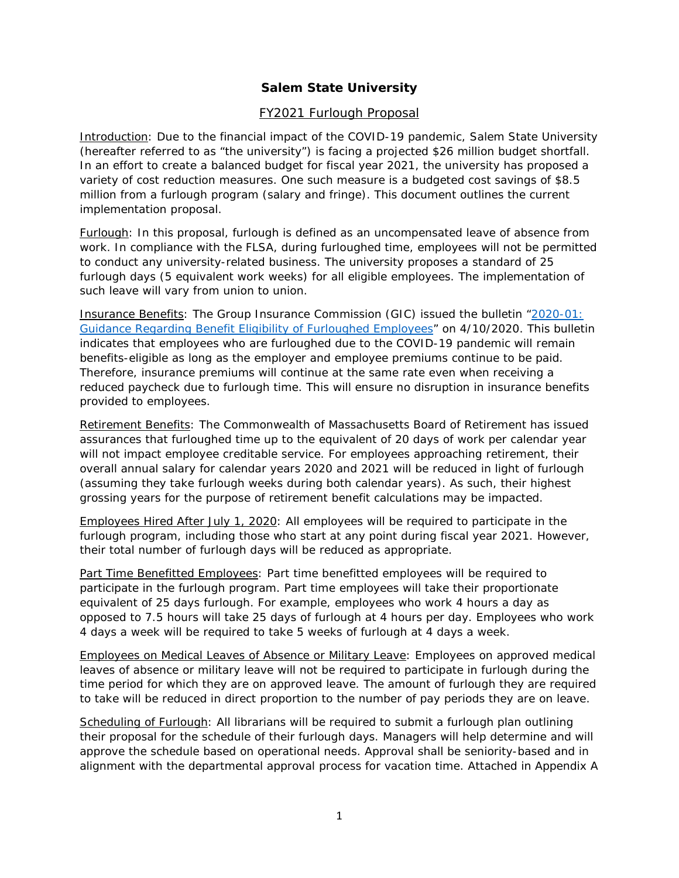# Salem State University

## FY2021 Furlough Proposal

Introduction: Due to the financial impact of the COVID-19 pandemic, Salem State University (hereafter referred to as "the university") is facing a projected $26 million budget shortfall. In an effort to create a balanced budget for fiscal year 2021, the university has proposed a variety of cost reduction measures. One such measure is a budgeted cost savings of $8.5 million from a furlough program (salary and fringe). This document outlines the current implementation proposal.

Furlough: In this proposal, furlough is defined as an uncompensated leave of absence from work. In compliance with the FLSA, during furloughed time, employees will not be permitted to conduct any university-related business. The university proposes a standard of 25 furlough days (5 equivalent work weeks) for all eligible employees. The implementation of such leave will vary from union to union.

Insurance Benefits: The Group Insurance Commission (GIC) issued the bulletin "[2020-01: Guidance Regarding Benefit Eligibility of Furloughed Employees]" on 4/10/2020. This bulletin indicates that employees who are furloughed due to the COVID-19 pandemic will remain benefits-eligible as long as the employer and employee premiums continue to be paid. Therefore, insurance premiums will continue at the same rate even when receiving a reduced paycheck due to furlough time. This will ensure no disruption in insurance benefits provided to employees.

Retirement Benefits: The Commonwealth of Massachusetts Board of Retirement has issued assurances that furloughed time up to the equivalent of 20 days of work per calendar year will not impact employee creditable service. For employees approaching retirement, their overall annual salary for calendar years 2020 and 2021 will be reduced in light of furlough (assuming they take furlough weeks during both calendar years). As such, their highest grossing years for the purpose of retirement benefit calculations may be impacted.

Employees Hired After July 1, 2020: All employees will be required to participate in the furlough program, including those who start at any point during fiscal year 2021. However, their total number of furlough days will be reduced as appropriate.

Part Time Benefitted Employees: Part time benefitted employees will be required to participate in the furlough program. Part time employees will take their proportionate equivalent of 25 days furlough. For example, employees who work 4 hours a day as opposed to 7.5 hours will take 25 days of furlough at 4 hours per day. Employees who work 4 days a week will be required to take 5 weeks of furlough at 4 days a week.

Employees on Medical Leaves of Absence or Military Leave: Employees on approved medical leaves of absence or military leave will not be required to participate in furlough during the time period for which they are on approved leave. The amount of furlough they are required to take will be reduced in direct proportion to the number of pay periods they are on leave.

Scheduling of Furlough: All librarians will be required to submit a furlough plan outlining their proposal for the schedule of their furlough days. Managers will help determine and will approve the schedule based on operational needs. Approval shall be seniority-based and in alignment with the departmental approval process for vacation time. Attached in Appendix A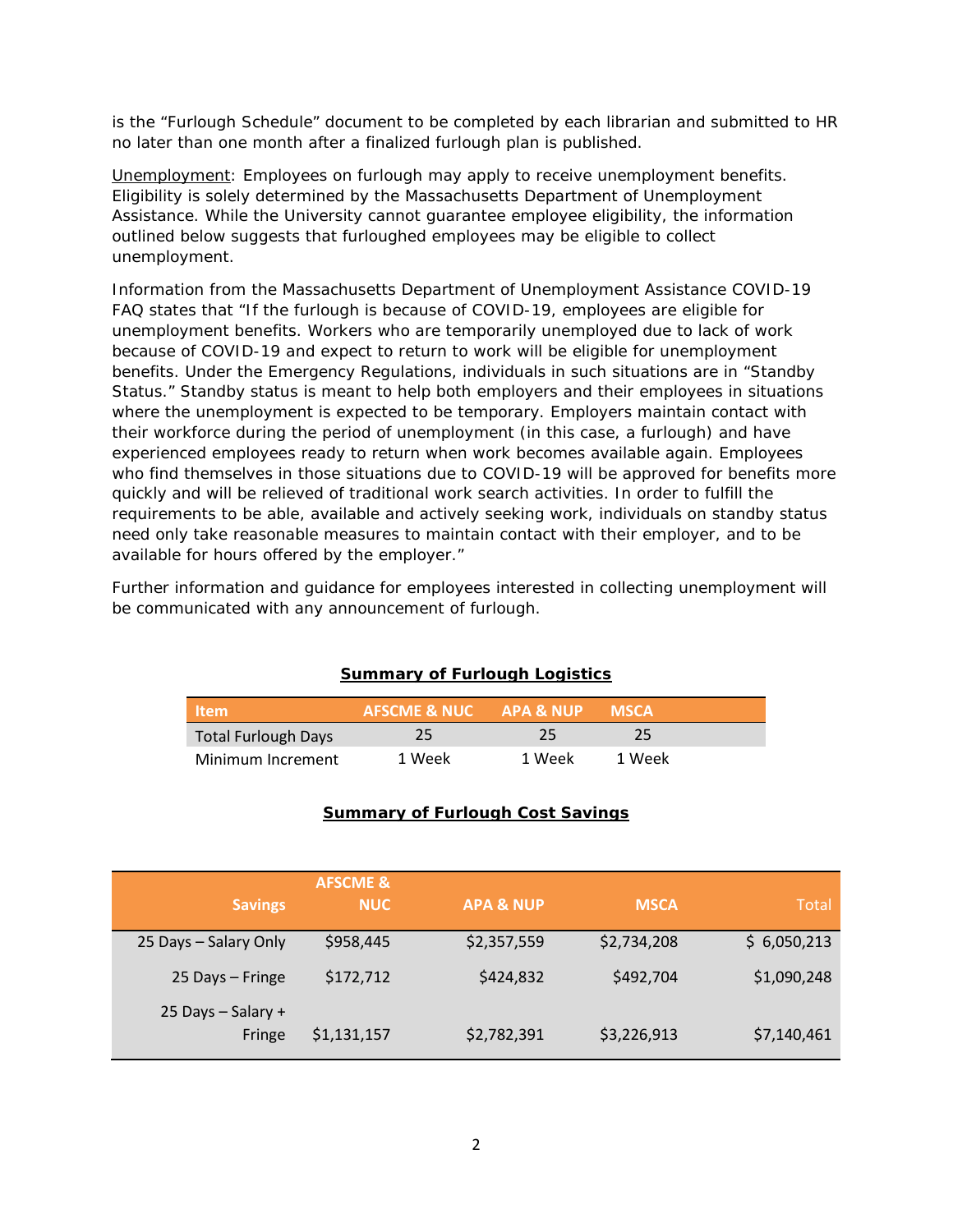is the "Furlough Schedule" document to be completed by each librarian and submitted to HR no later than one month after a finalized furlough plan is published.

Unemployment: Employees on furlough may apply to receive unemployment benefits. Eligibility is solely determined by the Massachusetts Department of Unemployment Assistance. While the University cannot guarantee employee eligibility, the information outlined below suggests that furloughed employees may be eligible to collect unemployment.

Information from the Massachusetts Department of Unemployment Assistance COVID-19 FAQ states that "If the furlough is because of COVID-19, employees are eligible for unemployment benefits. Workers who are temporarily unemployed due to lack of work because of COVID-19 and expect to return to work will be eligible for unemployment benefits. Under the Emergency Regulations, individuals in such situations are in "Standby Status." Standby status is meant to help both employers and their employees in situations where the unemployment is expected to be temporary. Employers maintain contact with their workforce during the period of unemployment (in this case, a furlough) and have experienced employees ready to return when work becomes available again. Employees who find themselves in those situations due to COVID-19 will be approved for benefits more quickly and will be relieved of traditional work search activities. In order to fulfill the requirements to be able, available and actively seeking work, individuals on standby status need only take reasonable measures to maintain contact with their employer, and to be available for hours offered by the employer."

Further information and guidance for employees interested in collecting unemployment will be communicated with any announcement of furlough.

**Summary of Furlough Logistics**

| Item | AFSCME & NUC | APA & NUP | MSCA |
|---|---|---|---|
| Total Furlough Days | 25 | 25 | 25 |
| Minimum Increment | 1 Week | 1 Week | 1 Week |

**Summary of Furlough Cost Savings**

| Savings | AFSCME & NUC | APA & NUP | MSCA | Total |
|---|---|---|---|---|
| 25 Days – Salary Only | $958,445 | $2,357,559 | $2,734,208 | $ 6,050,213 |
| 25 Days – Fringe | $172,712 | $424,832 | $492,704 | $1,090,248 |
| 25 Days – Salary + Fringe | $1,131,157 | $2,782,391 | $3,226,913 | $7,140,461 |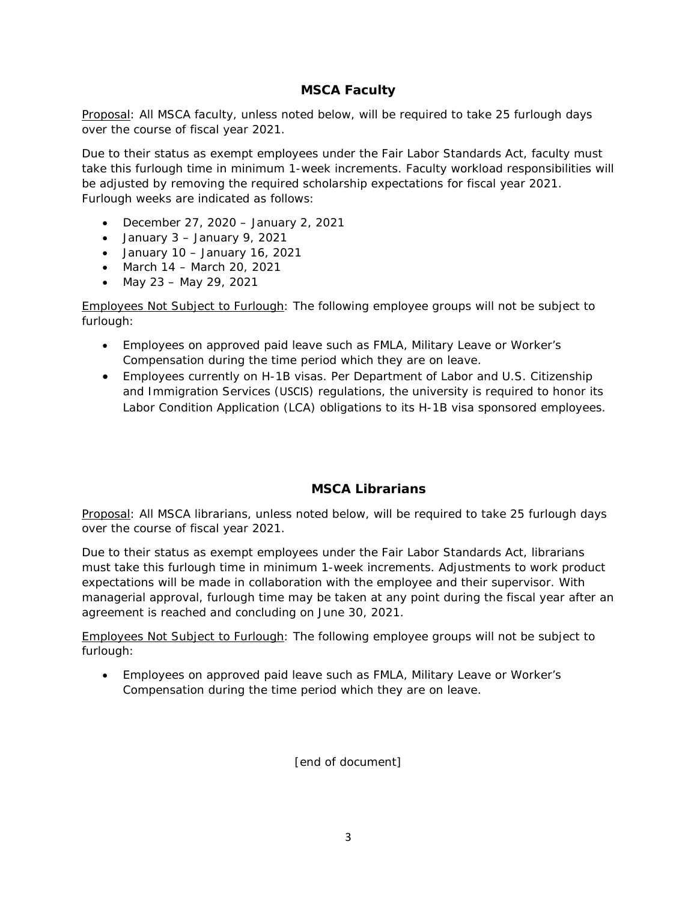## MSCA Faculty

Proposal: All MSCA faculty, unless noted below, will be required to take 25 furlough days over the course of fiscal year 2021.

Due to their status as exempt employees under the Fair Labor Standards Act, faculty must take this furlough time in minimum 1-week increments. Faculty workload responsibilities will be adjusted by removing the required scholarship expectations for fiscal year 2021. Furlough weeks are indicated as follows:

- December 27, 2020 – January 2, 2021
- January 3 – January 9, 2021
- January 10 – January 16, 2021
- March 14 – March 20, 2021
- May 23 – May 29, 2021

Employees Not Subject to Furlough: The following employee groups will not be subject to furlough:

- Employees on approved paid leave such as FMLA, Military Leave or Worker's Compensation during the time period which they are on leave.
- Employees currently on H-1B visas. Per Department of Labor and U.S. Citizenship and Immigration Services (USCIS) regulations, the university is required to honor its Labor Condition Application (LCA) obligations to its H-1B visa sponsored employees.

## MSCA Librarians

Proposal: All MSCA librarians, unless noted below, will be required to take 25 furlough days over the course of fiscal year 2021.

Due to their status as exempt employees under the Fair Labor Standards Act, librarians must take this furlough time in minimum 1-week increments. Adjustments to work product expectations will be made in collaboration with the employee and their supervisor. With managerial approval, furlough time may be taken at any point during the fiscal year after an agreement is reached and concluding on June 30, 2021.

Employees Not Subject to Furlough: The following employee groups will not be subject to furlough:

- Employees on approved paid leave such as FMLA, Military Leave or Worker's Compensation during the time period which they are on leave.

[end of document]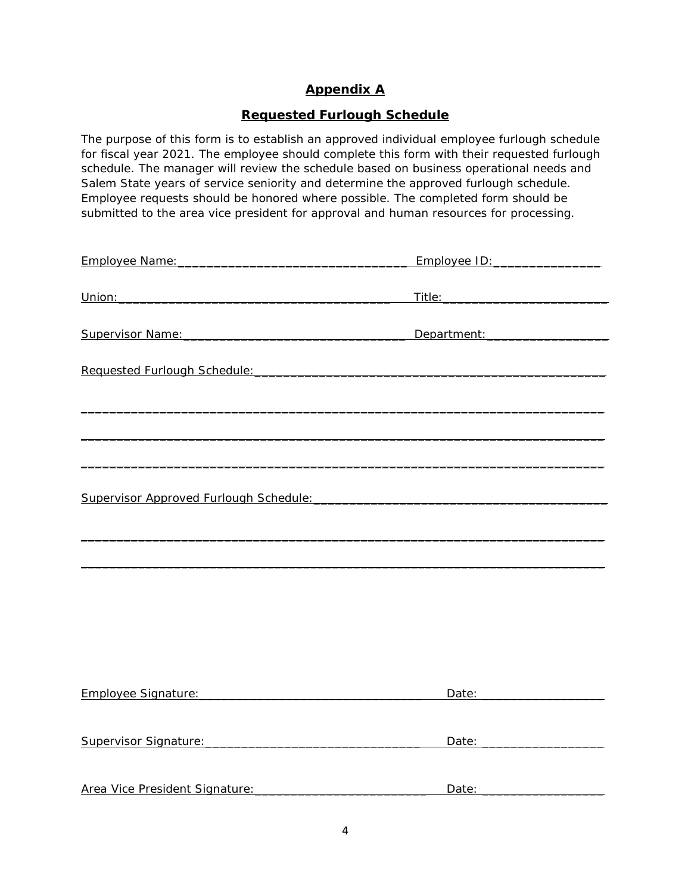## Appendix A

## Requested Furlough Schedule

The purpose of this form is to establish an approved individual employee furlough schedule for fiscal year 2021. The employee should complete this form with their requested furlough schedule. The manager will review the schedule based on business operational needs and Salem State years of service seniority and determine the approved furlough schedule. Employee requests should be honored where possible. The completed form should be submitted to the area vice president for approval and human resources for processing.

Employee Name:_________________________________ Employee ID:_______________

Union:________________________________________ Title:________________________

Supervisor Name:________________________________ Department:_________________

Requested Furlough Schedule:____________________________________________________

______________________________________________________________________________

______________________________________________________________________________

______________________________________________________________________________

Supervisor Approved Furlough Schedule:___________________________________________

______________________________________________________________________________

______________________________________________________________________________

Employee Signature:________________________________ Date: _________________

Supervisor Signature:_______________________________ Date: _________________

Area Vice President Signature:_________________________ Date: _________________